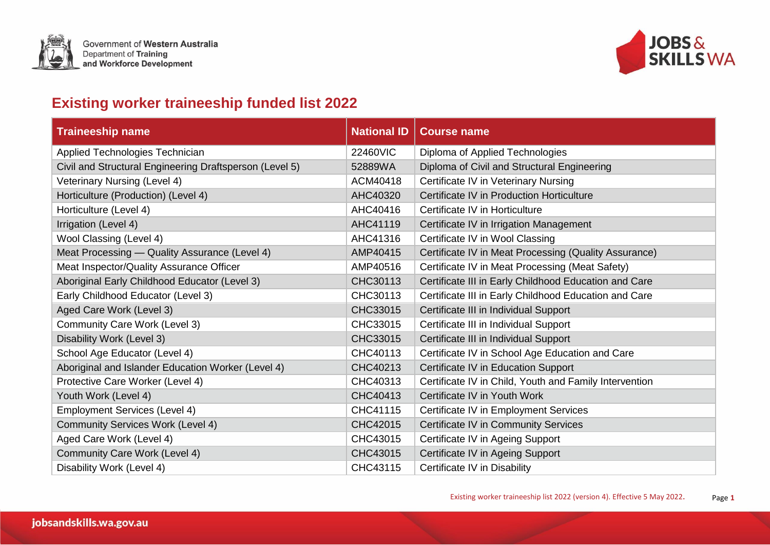Government of Western Australia
Department of Training
and Workforce Development

JOBS & SKILLS WA

# Existing worker traineeship funded list 2022

| Traineeship name | National ID | Course name |
|---|---|---|
| Applied Technologies Technician | 22460VIC | Diploma of Applied Technologies |
| Civil and Structural Engineering Draftsperson (Level 5) | 52889WA | Diploma of Civil and Structural Engineering |
| Veterinary Nursing (Level 4) | ACM40418 | Certificate IV in Veterinary Nursing |
| Horticulture (Production) (Level 4) | AHC40320 | Certificate IV in Production Horticulture |
| Horticulture (Level 4) | AHC40416 | Certificate IV in Horticulture |
| Irrigation (Level 4) | AHC41119 | Certificate IV in Irrigation Management |
| Wool Classing (Level 4) | AHC41316 | Certificate IV in Wool Classing |
| Meat Processing — Quality Assurance (Level 4) | AMP40415 | Certificate IV in Meat Processing (Quality Assurance) |
| Meat Inspector/Quality Assurance Officer | AMP40516 | Certificate IV in Meat Processing (Meat Safety) |
| Aboriginal Early Childhood Educator (Level 3) | CHC30113 | Certificate III in Early Childhood Education and Care |
| Early Childhood Educator (Level 3) | CHC30113 | Certificate III in Early Childhood Education and Care |
| Aged Care Work (Level 3) | CHC33015 | Certificate III in Individual Support |
| Community Care Work (Level 3) | CHC33015 | Certificate III in Individual Support |
| Disability Work (Level 3) | CHC33015 | Certificate III in Individual Support |
| School Age Educator (Level 4) | CHC40113 | Certificate IV in School Age Education and Care |
| Aboriginal and Islander Education Worker (Level 4) | CHC40213 | Certificate IV in Education Support |
| Protective Care Worker (Level 4) | CHC40313 | Certificate IV in Child, Youth and Family Intervention |
| Youth Work (Level 4) | CHC40413 | Certificate IV in Youth Work |
| Employment Services (Level 4) | CHC41115 | Certificate IV in Employment Services |
| Community Services Work (Level 4) | CHC42015 | Certificate IV in Community Services |
| Aged Care Work (Level 4) | CHC43015 | Certificate IV in Ageing Support |
| Community Care Work (Level 4) | CHC43015 | Certificate IV in Ageing Support |
| Disability Work (Level 4) | CHC43115 | Certificate IV in Disability |

Existing worker traineeship list 2022 (version 4). Effective 5 May 2022.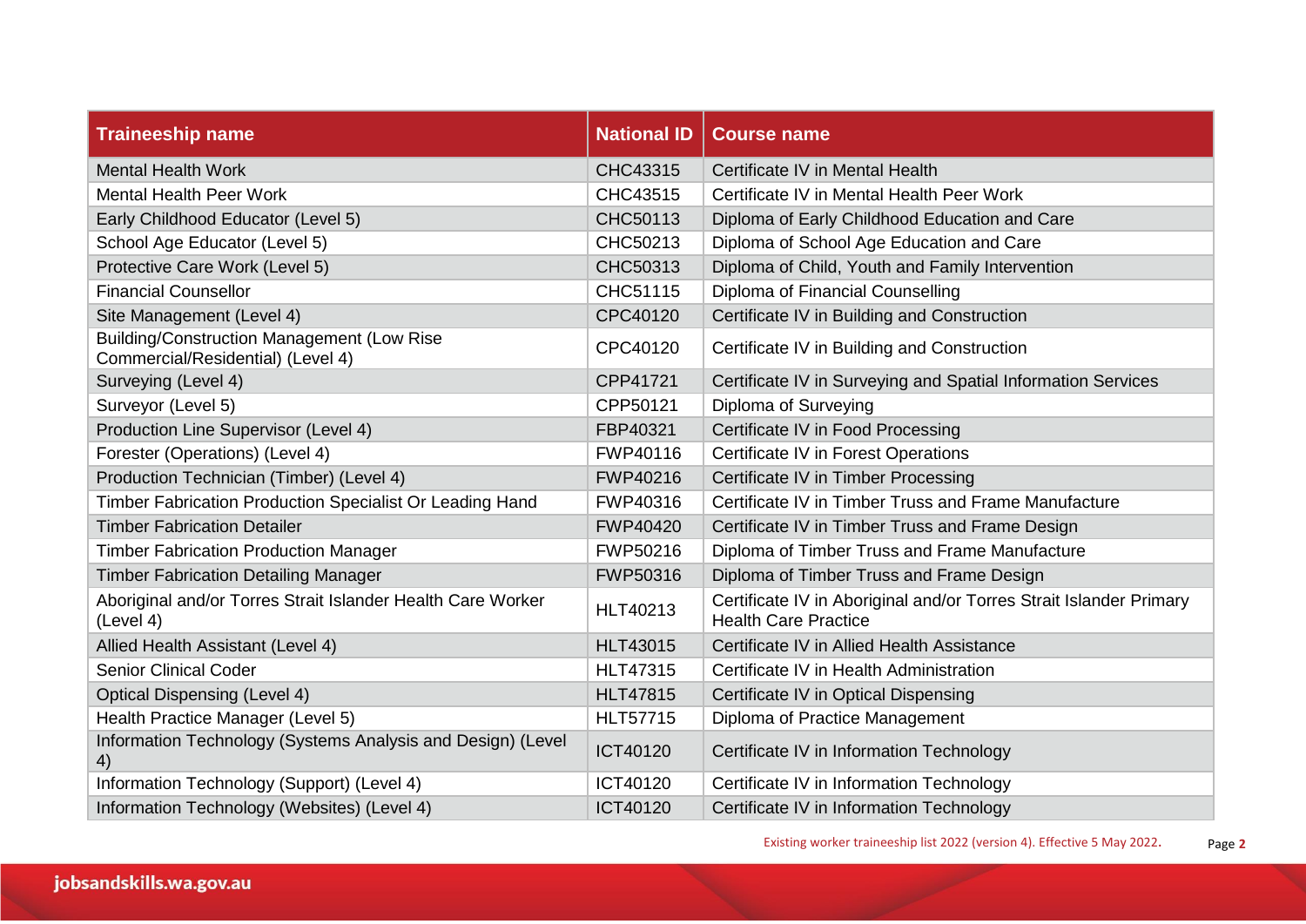| Traineeship name | National ID | Course name |
|---|---|---|
| Mental Health Work | CHC43315 | Certificate IV in Mental Health |
| Mental Health Peer Work | CHC43515 | Certificate IV in Mental Health Peer Work |
| Early Childhood Educator (Level 5) | CHC50113 | Diploma of Early Childhood Education and Care |
| School Age Educator (Level 5) | CHC50213 | Diploma of School Age Education and Care |
| Protective Care Work (Level 5) | CHC50313 | Diploma of Child, Youth and Family Intervention |
| Financial Counsellor | CHC51115 | Diploma of Financial Counselling |
| Site Management (Level 4) | CPC40120 | Certificate IV in Building and Construction |
| Building/Construction Management (Low Rise Commercial/Residential) (Level 4) | CPC40120 | Certificate IV in Building and Construction |
| Surveying (Level 4) | CPP41721 | Certificate IV in Surveying and Spatial Information Services |
| Surveyor (Level 5) | CPP50121 | Diploma of Surveying |
| Production Line Supervisor (Level 4) | FBP40321 | Certificate IV in Food Processing |
| Forester (Operations) (Level 4) | FWP40116 | Certificate IV in Forest Operations |
| Production Technician (Timber) (Level 4) | FWP40216 | Certificate IV in Timber Processing |
| Timber Fabrication Production Specialist Or Leading Hand | FWP40316 | Certificate IV in Timber Truss and Frame Manufacture |
| Timber Fabrication Detailer | FWP40420 | Certificate IV in Timber Truss and Frame Design |
| Timber Fabrication Production Manager | FWP50216 | Diploma of Timber Truss and Frame Manufacture |
| Timber Fabrication Detailing Manager | FWP50316 | Diploma of Timber Truss and Frame Design |
| Aboriginal and/or Torres Strait Islander Health Care Worker (Level 4) | HLT40213 | Certificate IV in Aboriginal and/or Torres Strait Islander Primary Health Care Practice |
| Allied Health Assistant (Level 4) | HLT43015 | Certificate IV in Allied Health Assistance |
| Senior Clinical Coder | HLT47315 | Certificate IV in Health Administration |
| Optical Dispensing (Level 4) | HLT47815 | Certificate IV in Optical Dispensing |
| Health Practice Manager (Level 5) | HLT57715 | Diploma of Practice Management |
| Information Technology (Systems Analysis and Design) (Level 4) | ICT40120 | Certificate IV in Information Technology |
| Information Technology (Support) (Level 4) | ICT40120 | Certificate IV in Information Technology |
| Information Technology (Websites) (Level 4) | ICT40120 | Certificate IV in Information Technology |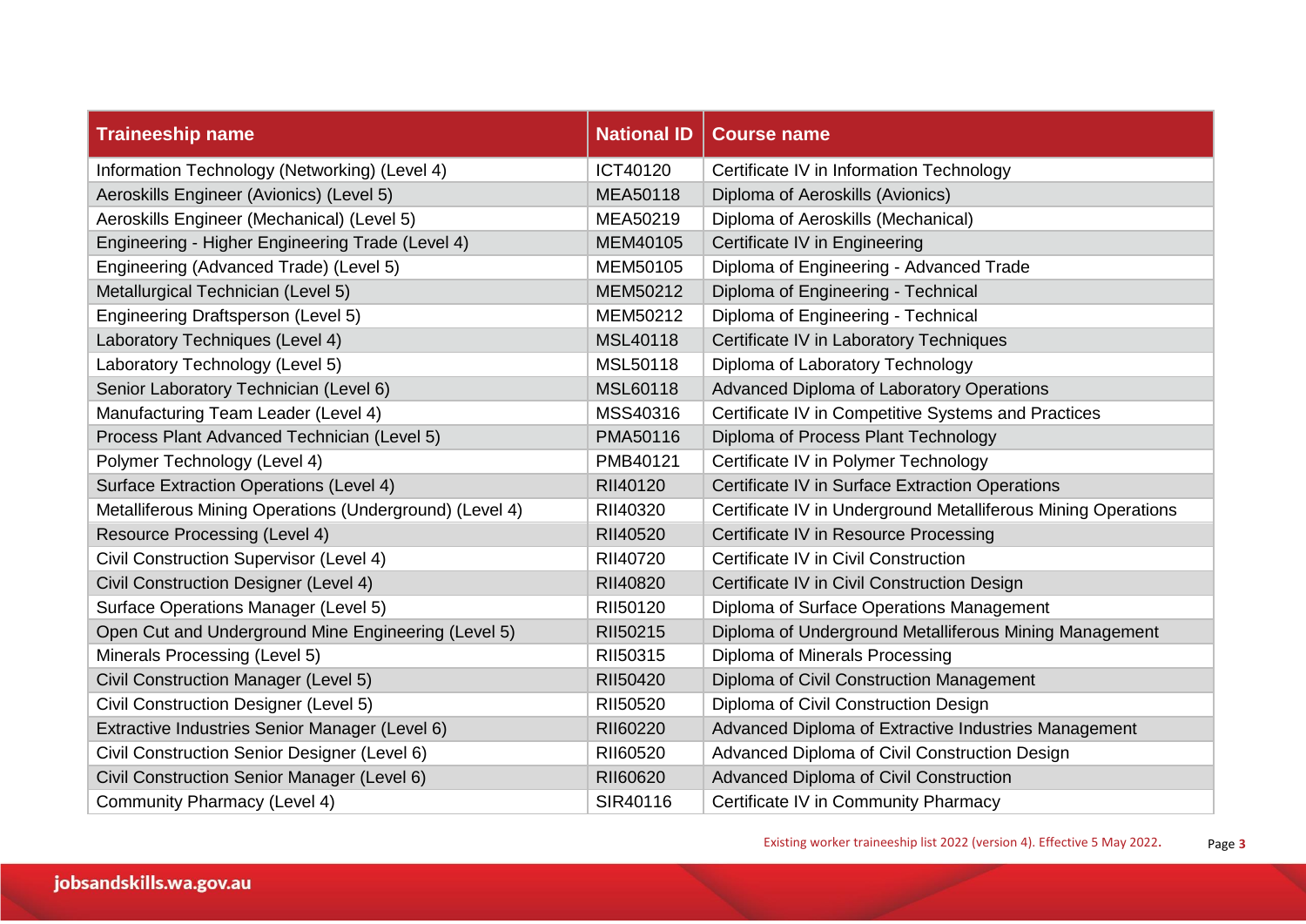| Traineeship name | National ID | Course name |
| --- | --- | --- |
| Information Technology (Networking) (Level 4) | ICT40120 | Certificate IV in Information Technology |
| Aeroskills Engineer (Avionics) (Level 5) | MEA50118 | Diploma of Aeroskills (Avionics) |
| Aeroskills Engineer (Mechanical) (Level 5) | MEA50219 | Diploma of Aeroskills (Mechanical) |
| Engineering - Higher Engineering Trade (Level 4) | MEM40105 | Certificate IV in Engineering |
| Engineering (Advanced Trade) (Level 5) | MEM50105 | Diploma of Engineering - Advanced Trade |
| Metallurgical Technician (Level 5) | MEM50212 | Diploma of Engineering - Technical |
| Engineering Draftsperson (Level 5) | MEM50212 | Diploma of Engineering - Technical |
| Laboratory Techniques (Level 4) | MSL40118 | Certificate IV in Laboratory Techniques |
| Laboratory Technology (Level 5) | MSL50118 | Diploma of Laboratory Technology |
| Senior Laboratory Technician (Level 6) | MSL60118 | Advanced Diploma of Laboratory Operations |
| Manufacturing Team Leader (Level 4) | MSS40316 | Certificate IV in Competitive Systems and Practices |
| Process Plant Advanced Technician (Level 5) | PMA50116 | Diploma of Process Plant Technology |
| Polymer Technology (Level 4) | PMB40121 | Certificate IV in Polymer Technology |
| Surface Extraction Operations (Level 4) | RII40120 | Certificate IV in Surface Extraction Operations |
| Metalliferous Mining Operations (Underground) (Level 4) | RII40320 | Certificate IV in Underground Metalliferous Mining Operations |
| Resource Processing (Level 4) | RII40520 | Certificate IV in Resource Processing |
| Civil Construction Supervisor (Level 4) | RII40720 | Certificate IV in Civil Construction |
| Civil Construction Designer (Level 4) | RII40820 | Certificate IV in Civil Construction Design |
| Surface Operations Manager (Level 5) | RII50120 | Diploma of Surface Operations Management |
| Open Cut and Underground Mine Engineering (Level 5) | RII50215 | Diploma of Underground Metalliferous Mining Management |
| Minerals Processing (Level 5) | RII50315 | Diploma of Minerals Processing |
| Civil Construction Manager (Level 5) | RII50420 | Diploma of Civil Construction Management |
| Civil Construction Designer (Level 5) | RII50520 | Diploma of Civil Construction Design |
| Extractive Industries Senior Manager (Level 6) | RII60220 | Advanced Diploma of Extractive Industries Management |
| Civil Construction Senior Designer (Level 6) | RII60520 | Advanced Diploma of Civil Construction Design |
| Civil Construction Senior Manager (Level 6) | RII60620 | Advanced Diploma of Civil Construction |
| Community Pharmacy (Level 4) | SIR40116 | Certificate IV in Community Pharmacy |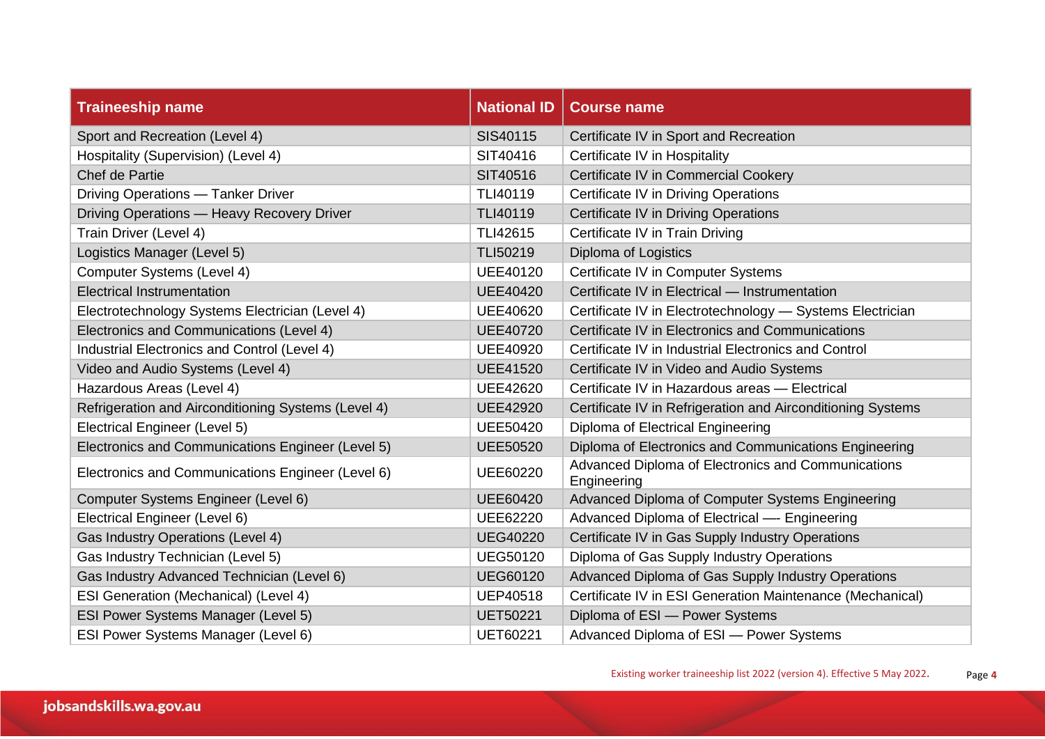| Traineeship name | National ID | Course name |
|---|---|---|
| Sport and Recreation (Level 4) | SIS40115 | Certificate IV in Sport and Recreation |
| Hospitality (Supervision) (Level 4) | SIT40416 | Certificate IV in Hospitality |
| Chef de Partie | SIT40516 | Certificate IV in Commercial Cookery |
| Driving Operations — Tanker Driver | TLI40119 | Certificate IV in Driving Operations |
| Driving Operations — Heavy Recovery Driver | TLI40119 | Certificate IV in Driving Operations |
| Train Driver (Level 4) | TLI42615 | Certificate IV in Train Driving |
| Logistics Manager (Level 5) | TLI50219 | Diploma of Logistics |
| Computer Systems (Level 4) | UEE40120 | Certificate IV in Computer Systems |
| Electrical Instrumentation | UEE40420 | Certificate IV in Electrical — Instrumentation |
| Electrotechnology Systems Electrician (Level 4) | UEE40620 | Certificate IV in Electrotechnology — Systems Electrician |
| Electronics and Communications (Level 4) | UEE40720 | Certificate IV in Electronics and Communications |
| Industrial Electronics and Control (Level 4) | UEE40920 | Certificate IV in Industrial Electronics and Control |
| Video and Audio Systems (Level 4) | UEE41520 | Certificate IV in Video and Audio Systems |
| Hazardous Areas (Level 4) | UEE42620 | Certificate IV in Hazardous areas — Electrical |
| Refrigeration and Airconditioning Systems (Level 4) | UEE42920 | Certificate IV in Refrigeration and Airconditioning Systems |
| Electrical Engineer (Level 5) | UEE50420 | Diploma of Electrical Engineering |
| Electronics and Communications Engineer (Level 5) | UEE50520 | Diploma of Electronics and Communications Engineering |
| Electronics and Communications Engineer (Level 6) | UEE60220 | Advanced Diploma of Electronics and Communications Engineering |
| Computer Systems Engineer (Level 6) | UEE60420 | Advanced Diploma of Computer Systems Engineering |
| Electrical Engineer (Level 6) | UEE62220 | Advanced Diploma of Electrical –- Engineering |
| Gas Industry Operations (Level 4) | UEG40220 | Certificate IV in Gas Supply Industry Operations |
| Gas Industry Technician (Level 5) | UEG50120 | Diploma of Gas Supply Industry Operations |
| Gas Industry Advanced Technician (Level 6) | UEG60120 | Advanced Diploma of Gas Supply Industry Operations |
| ESI Generation (Mechanical) (Level 4) | UEP40518 | Certificate IV in ESI Generation Maintenance (Mechanical) |
| ESI Power Systems Manager (Level 5) | UET50221 | Diploma of ESI — Power Systems |
| ESI Power Systems Manager (Level 6) | UET60221 | Advanced Diploma of ESI — Power Systems |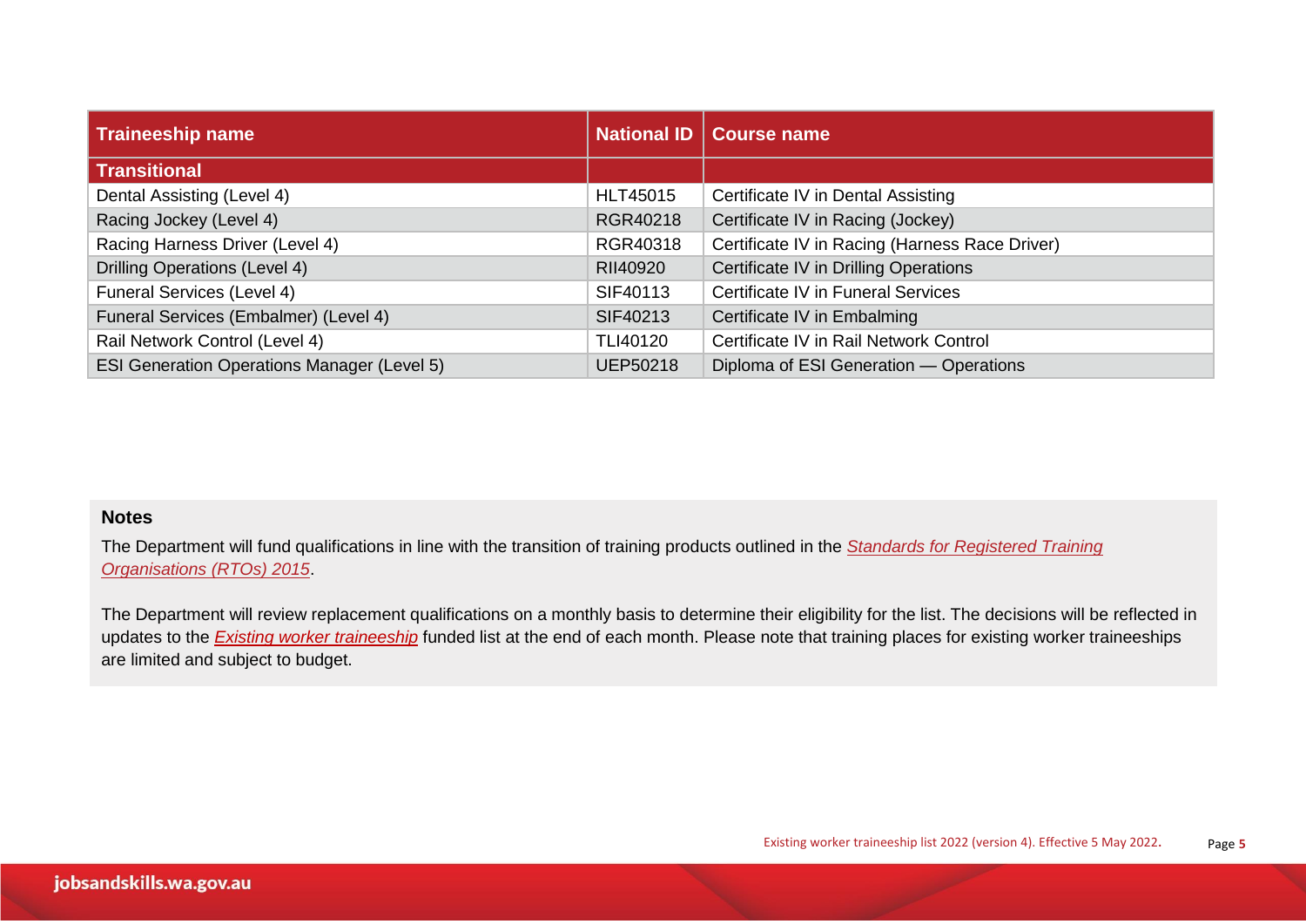| Traineeship name | National ID | Course name |
|---|---|---|
| **Transitional** | | |
| Dental Assisting (Level 4) | HLT45015 | Certificate IV in Dental Assisting |
| Racing Jockey (Level 4) | RGR40218 | Certificate IV in Racing (Jockey) |
| Racing Harness Driver (Level 4) | RGR40318 | Certificate IV in Racing (Harness Race Driver) |
| Drilling Operations (Level 4) | RII40920 | Certificate IV in Drilling Operations |
| Funeral Services (Level 4) | SIF40113 | Certificate IV in Funeral Services |
| Funeral Services (Embalmer) (Level 4) | SIF40213 | Certificate IV in Embalming |
| Rail Network Control (Level 4) | TLI40120 | Certificate IV in Rail Network Control |
| ESI Generation Operations Manager (Level 5) | UEP50218 | Diploma of ESI Generation — Operations |

**Notes**

The Department will fund qualifications in line with the transition of training products outlined in the *Standards for Registered Training Organisations (RTOs) 2015*.

The Department will review replacement qualifications on a monthly basis to determine their eligibility for the list. The decisions will be reflected in updates to the *Existing worker traineeship* funded list at the end of each month. Please note that training places for existing worker traineeships are limited and subject to budget.